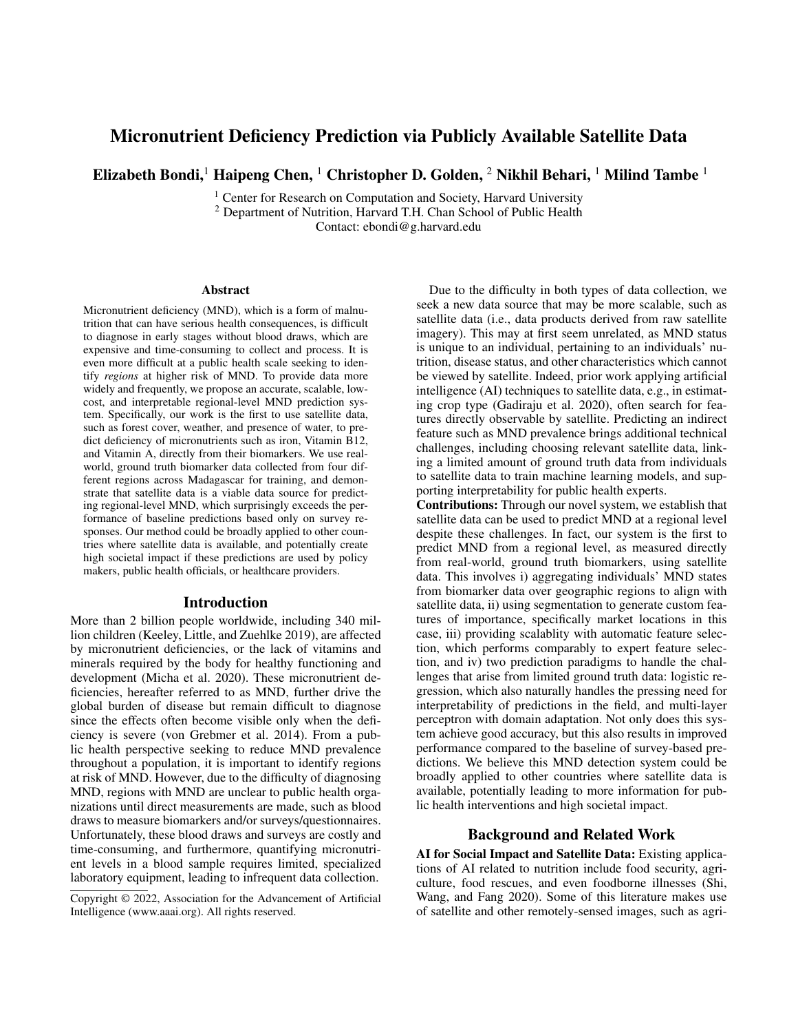# Micronutrient Deficiency Prediction via Publicly Available Satellite Data

**Elizabeth Bondi,[1] Haipeng Chen, [1] Christopher D. Golden, [2] Nikhil Behari, [1] Milind Tambe [1]**

[1] Center for Research on Computation and Society, Harvard University
[2] Department of Nutrition, Harvard T.H. Chan School of Public Health
Contact: ebondi@g.harvard.edu

## Abstract

Micronutrient deficiency (MND), which is a form of malnutrition that can have serious health consequences, is difficult to diagnose in early stages without blood draws, which are expensive and time-consuming to collect and process. It is even more difficult at a public health scale seeking to identify *regions* at higher risk of MND. To provide data more widely and frequently, we propose an accurate, scalable, low-cost, and interpretable regional-level MND prediction system. Specifically, our work is the first to use satellite data, such as forest cover, weather, and presence of water, to predict deficiency of micronutrients such as iron, Vitamin B12, and Vitamin A, directly from their biomarkers. We use real-world, ground truth biomarker data collected from four different regions across Madagascar for training, and demonstrate that satellite data is a viable data source for predicting regional-level MND, which surprisingly exceeds the performance of baseline predictions based only on survey responses. Our method could be broadly applied to other countries where satellite data is available, and potentially create high societal impact if these predictions are used by policy makers, public health officials, or healthcare providers.

## Introduction

More than 2 billion people worldwide, including 340 million children (Keeley, Little, and Zuehlke 2019), are affected by micronutrient deficiencies, or the lack of vitamins and minerals required by the body for healthy functioning and development (Micha et al. 2020). These micronutrient deficiencies, hereafter referred to as MND, further drive the global burden of disease but remain difficult to diagnose since the effects often become visible only when the deficiency is severe (von Grebmer et al. 2014). From a public health perspective seeking to reduce MND prevalence throughout a population, it is important to identify regions at risk of MND. However, due to the difficulty of diagnosing MND, regions with MND are unclear to public health organizations until direct measurements are made, such as blood draws to measure biomarkers and/or surveys/questionnaires. Unfortunately, these blood draws and surveys are costly and time-consuming, and furthermore, quantifying micronutrient levels in a blood sample requires limited, specialized laboratory equipment, leading to infrequent data collection.

Copyright © 2022, Association for the Advancement of Artificial Intelligence (www.aaai.org). All rights reserved.

Due to the difficulty in both types of data collection, we seek a new data source that may be more scalable, such as satellite data (i.e., data products derived from raw satellite imagery). This may at first seem unrelated, as MND status is unique to an individual, pertaining to an individuals' nutrition, disease status, and other characteristics which cannot be viewed by satellite. Indeed, prior work applying artificial intelligence (AI) techniques to satellite data, e.g., in estimating crop type (Gadiraju et al. 2020), often search for features directly observable by satellite. Predicting an indirect feature such as MND prevalence brings additional technical challenges, including choosing relevant satellite data, linking a limited amount of ground truth data from individuals to satellite data to train machine learning models, and supporting interpretability for public health experts.

**Contributions:** Through our novel system, we establish that satellite data can be used to predict MND at a regional level despite these challenges. In fact, our system is the first to predict MND from a regional level, as measured directly from real-world, ground truth biomarkers, using satellite data. This involves i) aggregating individuals' MND states from biomarker data over geographic regions to align with satellite data, ii) using segmentation to generate custom features of importance, specifically market locations in this case, iii) providing scalablity with automatic feature selection, which performs comparably to expert feature selection, and iv) two prediction paradigms to handle the challenges that arise from limited ground truth data: logistic regression, which also naturally handles the pressing need for interpretability of predictions in the field, and multi-layer perceptron with domain adaptation. Not only does this system achieve good accuracy, but this also results in improved performance compared to the baseline of survey-based predictions. We believe this MND detection system could be broadly applied to other countries where satellite data is available, potentially leading to more information for public health interventions and high societal impact.

## Background and Related Work

**AI for Social Impact and Satellite Data:** Existing applications of AI related to nutrition include food security, agriculture, food rescues, and even foodborne illnesses (Shi, Wang, and Fang 2020). Some of this literature makes use of satellite and other remotely-sensed images, such as agri-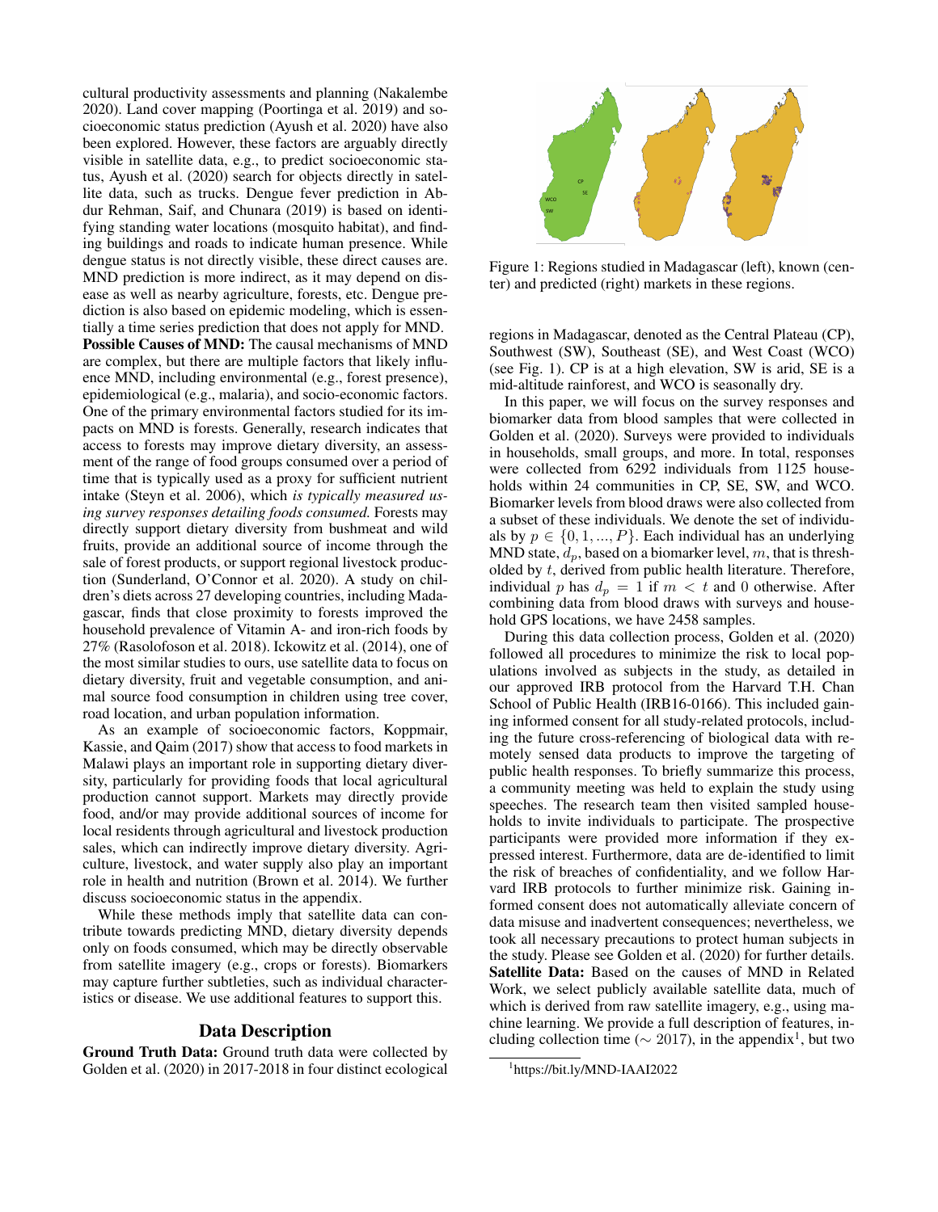cultural productivity assessments and planning (Nakalembe 2020). Land cover mapping (Poortinga et al. 2019) and socioeconomic status prediction (Ayush et al. 2020) have also been explored. However, these factors are arguably directly visible in satellite data, e.g., to predict socioeconomic status, Ayush et al. (2020) search for objects directly in satellite data, such as trucks. Dengue fever prediction in Abdur Rehman, Saif, and Chunara (2019) is based on identifying standing water locations (mosquito habitat), and finding buildings and roads to indicate human presence. While dengue status is not directly visible, these direct causes are. MND prediction is more indirect, as it may depend on disease as well as nearby agriculture, forests, etc. Dengue prediction is also based on epidemic modeling, which is essentially a time series prediction that does not apply for MND.

**Possible Causes of MND:** The causal mechanisms of MND are complex, but there are multiple factors that likely influence MND, including environmental (e.g., forest presence), epidemiological (e.g., malaria), and socio-economic factors. One of the primary environmental factors studied for its impacts on MND is forests. Generally, research indicates that access to forests may improve dietary diversity, an assessment of the range of food groups consumed over a period of time that is typically used as a proxy for sufficient nutrient intake (Steyn et al. 2006), which *is typically measured using survey responses detailing foods consumed.* Forests may directly support dietary diversity from bushmeat and wild fruits, provide an additional source of income through the sale of forest products, or support regional livestock production (Sunderland, O'Connor et al. 2020). A study on children's diets across 27 developing countries, including Madagascar, finds that close proximity to forests improved the household prevalence of Vitamin A- and iron-rich foods by 27% (Rasolofoson et al. 2018). Ickowitz et al. (2014), one of the most similar studies to ours, use satellite data to focus on dietary diversity, fruit and vegetable consumption, and animal source food consumption in children using tree cover, road location, and urban population information.

As an example of socioeconomic factors, Koppmair, Kassie, and Qaim (2017) show that access to food markets in Malawi plays an important role in supporting dietary diversity, particularly for providing foods that local agricultural production cannot support. Markets may directly provide food, and/or may provide additional sources of income for local residents through agricultural and livestock production sales, which can indirectly improve dietary diversity. Agriculture, livestock, and water supply also play an important role in health and nutrition (Brown et al. 2014). We further discuss socioeconomic status in the appendix.

While these methods imply that satellite data can contribute towards predicting MND, dietary diversity depends only on foods consumed, which may be directly observable from satellite imagery (e.g., crops or forests). Biomarkers may capture further subtleties, such as individual characteristics or disease. We use additional features to support this.

## Data Description

**Ground Truth Data:** Ground truth data were collected by Golden et al. (2020) in 2017-2018 in four distinct ecological regions in Madagascar, denoted as the Central Plateau (CP), Southwest (SW), Southeast (SE), and West Coast (WCO) (see Fig. 1). CP is at a high elevation, SW is arid, SE is a mid-altitude rainforest, and WCO is seasonally dry.

Figure 1: Regions studied in Madagascar (left), known (center) and predicted (right) markets in these regions.

In this paper, we will focus on the survey responses and biomarker data from blood samples that were collected in Golden et al. (2020). Surveys were provided to individuals in households, small groups, and more. In total, responses were collected from 6292 individuals from 1125 households within 24 communities in CP, SE, SW, and WCO. Biomarker levels from blood draws were also collected from a subset of these individuals. We denote the set of individuals by $p \in \{0, 1, ..., P\}$. Each individual has an underlying MND state, $d_p$, based on a biomarker level, $m$, that is thresholded by $t$, derived from public health literature. Therefore, individual $p$ has $d_p = 1$ if $m < t$ and 0 otherwise. After combining data from blood draws with surveys and household GPS locations, we have 2458 samples.

During this data collection process, Golden et al. (2020) followed all procedures to minimize the risk to local populations involved as subjects in the study, as detailed in our approved IRB protocol from the Harvard T.H. Chan School of Public Health (IRB16-0166). This included gaining informed consent for all study-related protocols, including the future cross-referencing of biological data with remotely sensed data products to improve the targeting of public health responses. To briefly summarize this process, a community meeting was held to explain the study using speeches. The research team then visited sampled households to invite individuals to participate. The prospective participants were provided more information if they expressed interest. Furthermore, data are de-identified to limit the risk of breaches of confidentiality, and we follow Harvard IRB protocols to further minimize risk. Gaining informed consent does not automatically alleviate concern of data misuse and inadvertent consequences; nevertheless, we took all necessary precautions to protect human subjects in the study. Please see Golden et al. (2020) for further details.

**Satellite Data:** Based on the causes of MND in Related Work, we select publicly available satellite data, much of which is derived from raw satellite imagery, e.g., using machine learning. We provide a full description of features, including collection time ($\sim$ 2017), in the appendix[1], but two

[1] https://bit.ly/MND-IAAI2022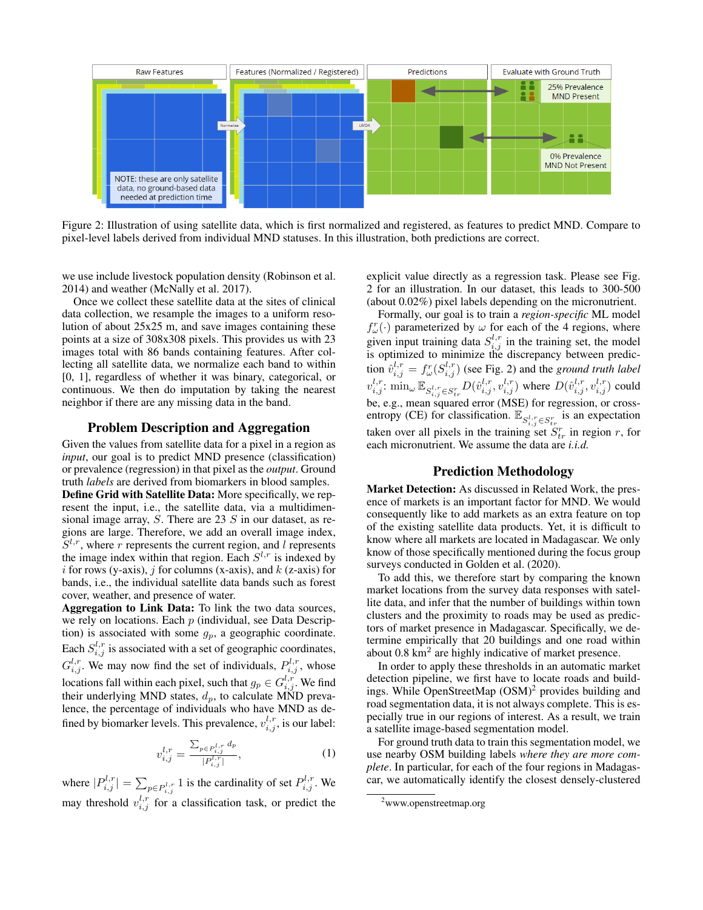Figure 2: Illustration of using satellite data, which is first normalized and registered, as features to predict MND. Compare to pixel-level labels derived from individual MND statuses. In this illustration, both predictions are correct.

we use include livestock population density (Robinson et al. 2014) and weather (McNally et al. 2017).

Once we collect these satellite data at the sites of clinical data collection, we resample the images to a uniform resolution of about 25x25 m, and save images containing these points at a size of 308x308 pixels. This provides us with 23 images total with 86 bands containing features. After collecting all satellite data, we normalize each band to within [0, 1], regardless of whether it was binary, categorical, or continuous. We then do imputation by taking the nearest neighbor if there are any missing data in the band.

## Problem Description and Aggregation

Given the values from satellite data for a pixel in a region as *input*, our goal is to predict MND presence (classification) or prevalence (regression) in that pixel as the *output*. Ground truth *labels* are derived from biomarkers in blood samples.

**Define Grid with Satellite Data:** More specifically, we represent the input, i.e., the satellite data, via a multidimensional image array, $S$. There are 23 $S$ in our dataset, as regions are large. Therefore, we add an overall image index, $S^{l,r}$, where $r$ represents the current region, and $l$ represents the image index within that region. Each $S^{l,r}$ is indexed by $i$ for rows (y-axis), $j$ for columns (x-axis), and $k$ (z-axis) for bands, i.e., the individual satellite data bands such as forest cover, weather, and presence of water.

**Aggregation to Link Data:** To link the two data sources, we rely on locations. Each $p$ (individual, see Data Description) is associated with some $g_p$, a geographic coordinate. Each $S^{l,r}_{i,j}$ is associated with a set of geographic coordinates, $G^{l,r}_{i,j}$. We may now find the set of individuals, $P^{l,r}_{i,j}$, whose locations fall within each pixel, such that $g_p \in G^{l,r}_{i,j}$. We find their underlying MND states, $d_p$, to calculate MND prevalence, the percentage of individuals who have MND as defined by biomarker levels. This prevalence, $v^{l,r}_{i,j}$, is our label:

$$v^{l,r}_{i,j} = \frac{\sum_{p \in P^{l,r}_{i,j}} d_p}{|P^{l,r}_{i,j}|}, \tag{1}$$

where $|P^{l,r}_{i,j}| = \sum_{p \in P^{l,r}_{i,j}} 1$ is the cardinality of set $P^{l,r}_{i,j}$. We may threshold $v^{l,r}_{i,j}$ for a classification task, or predict the explicit value directly as a regression task. Please see Fig. 2 for an illustration. In our dataset, this leads to 300-500 (about 0.02%) pixel labels depending on the micronutrient.

Formally, our goal is to train a *region-specific* ML model $f^r_\omega(\cdot)$ parameterized by $\omega$ for each of the 4 regions, where given input training data $S^{l,r}_{i,j}$ in the training set, the model is optimized to minimize the discrepancy between prediction $\hat{v}^{l,r}_{i,j} = f^r_\omega(S^{l,r}_{i,j})$ (see Fig. 2) and the *ground truth label* $v^{l,r}_{i,j}$: $\min_\omega \mathbb{E}_{S^{l,r}_{i,j} \in S^r_{tr}} D(\hat{v}^{l,r}_{i,j}, v^{l,r}_{i,j})$ where $D(\hat{v}^{l,r}_{i,j}, v^{l,r}_{i,j})$ could be, e.g., mean squared error (MSE) for regression, or cross-entropy (CE) for classification. $\mathbb{E}_{S^{l,r}_{i,j} \in S^r_{tr}}$ is an expectation taken over all pixels in the training set $S^r_{tr}$ in region $r$, for each micronutrient. We assume the data are *i.i.d.*

## Prediction Methodology

**Market Detection:** As discussed in Related Work, the presence of markets is an important factor for MND. We would consequently like to add markets as an extra feature on top of the existing satellite data products. Yet, it is difficult to know where all markets are located in Madagascar. We only know of those specifically mentioned during the focus group surveys conducted in Golden et al. (2020).

To add this, we therefore start by comparing the known market locations from the survey data responses with satellite data, and infer that the number of buildings within town clusters and the proximity to roads may be used as predictors of market presence in Madagascar. Specifically, we determine empirically that 20 buildings and one road within about 0.8 $km^2$ are highly indicative of market presence.

In order to apply these thresholds in an automatic market detection pipeline, we first have to locate roads and buildings. While OpenStreetMap (OSM)[2] provides building and road segmentation data, it is not always complete. This is especially true in our regions of interest. As a result, we train a satellite image-based segmentation model.

For ground truth data to train this segmentation model, we use nearby OSM building labels *where they are more complete*. In particular, for each of the four regions in Madagascar, we automatically identify the closest densely-clustered

[2] www.openstreetmap.org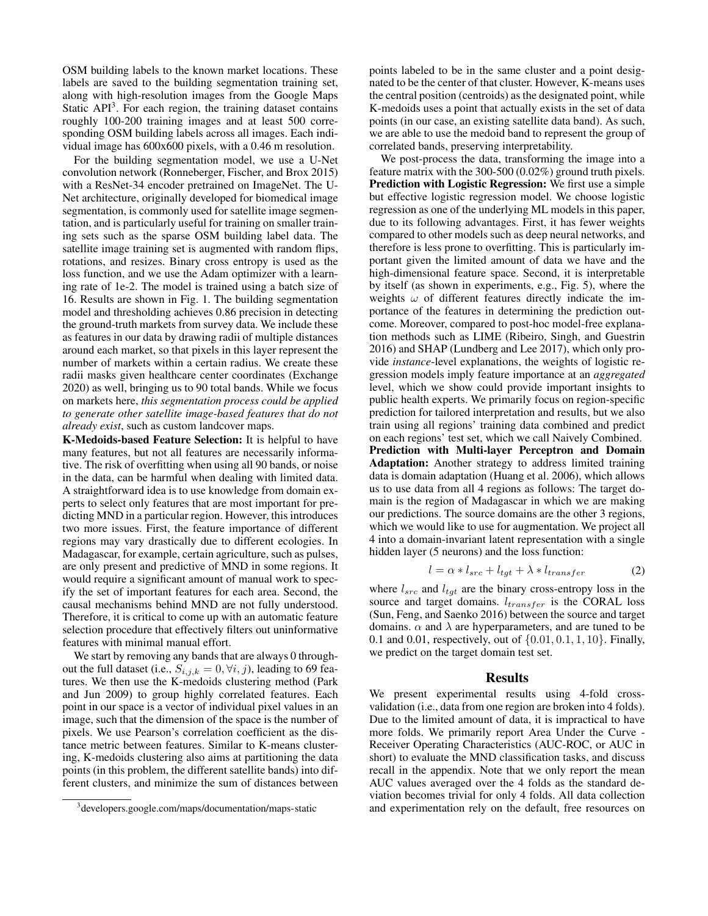OSM building labels to the known market locations. These labels are saved to the building segmentation training set, along with high-resolution images from the Google Maps Static API[3]. For each region, the training dataset contains roughly 100-200 training images and at least 500 corresponding OSM building labels across all images. Each individual image has 600x600 pixels, with a 0.46 m resolution.

For the building segmentation model, we use a U-Net convolution network (Ronneberger, Fischer, and Brox 2015) with a ResNet-34 encoder pretrained on ImageNet. The U-Net architecture, originally developed for biomedical image segmentation, is commonly used for satellite image segmentation, and is particularly useful for training on smaller training sets such as the sparse OSM building label data. The satellite image training set is augmented with random flips, rotations, and resizes. Binary cross entropy is used as the loss function, and we use the Adam optimizer with a learning rate of 1e-2. The model is trained using a batch size of 16. Results are shown in Fig. 1. The building segmentation model and thresholding achieves 0.86 precision in detecting the ground-truth markets from survey data. We include these as features in our data by drawing radii of multiple distances around each market, so that pixels in this layer represent the number of markets within a certain radius. We create these radii masks given healthcare center coordinates (Exchange 2020) as well, bringing us to 90 total bands. While we focus on markets here, *this segmentation process could be applied to generate other satellite image-based features that do not already exist*, such as custom landcover maps.

**K-Medoids-based Feature Selection:** It is helpful to have many features, but not all features are necessarily informative. The risk of overfitting when using all 90 bands, or noise in the data, can be harmful when dealing with limited data. A straightforward idea is to use knowledge from domain experts to select only features that are most important for predicting MND in a particular region. However, this introduces two more issues. First, the feature importance of different regions may vary drastically due to different ecologies. In Madagascar, for example, certain agriculture, such as pulses, are only present and predictive of MND in some regions. It would require a significant amount of manual work to specify the set of important features for each area. Second, the causal mechanisms behind MND are not fully understood. Therefore, it is critical to come up with an automatic feature selection procedure that effectively filters out uninformative features with minimal manual effort.

We start by removing any bands that are always 0 throughout the full dataset (i.e., $S_{i,j,k} = 0, \forall i, j$), leading to 69 features. We then use the K-medoids clustering method (Park and Jun 2009) to group highly correlated features. Each point in our space is a vector of individual pixel values in an image, such that the dimension of the space is the number of pixels. We use Pearson's correlation coefficient as the distance metric between features. Similar to K-means clustering, K-medoids clustering also aims at partitioning the data points (in this problem, the different satellite bands) into different clusters, and minimize the sum of distances between points labeled to be in the same cluster and a point designated to be the center of that cluster. However, K-means uses the central position (centroids) as the designated point, while K-medoids uses a point that actually exists in the set of data points (in our case, an existing satellite data band). As such, we are able to use the medoid band to represent the group of correlated bands, preserving interpretability.

We post-process the data, transforming the image into a feature matrix with the 300-500 (0.02%) ground truth pixels.

**Prediction with Logistic Regression:** We first use a simple but effective logistic regression model. We choose logistic regression as one of the underlying ML models in this paper, due to its following advantages. First, it has fewer weights compared to other models such as deep neural networks, and therefore is less prone to overfitting. This is particularly important given the limited amount of data we have and the high-dimensional feature space. Second, it is interpretable by itself (as shown in experiments, e.g., Fig. 5), where the weights $\omega$ of different features directly indicate the importance of the features in determining the prediction outcome. Moreover, compared to post-hoc model-free explanation methods such as LIME (Ribeiro, Singh, and Guestrin 2016) and SHAP (Lundberg and Lee 2017), which only provide *instance*-level explanations, the weights of logistic regression models imply feature importance at an *aggregated* level, which we show could provide important insights to public health experts. We primarily focus on region-specific prediction for tailored interpretation and results, but we also train using all regions' training data combined and predict on each regions' test set, which we call Naively Combined.

**Prediction with Multi-layer Perceptron and Domain Adaptation:** Another strategy to address limited training data is domain adaptation (Huang et al. 2006), which allows us to use data from all 4 regions as follows: The target domain is the region of Madagascar in which we are making our predictions. The source domains are the other 3 regions, which we would like to use for augmentation. We project all 4 into a domain-invariant latent representation with a single hidden layer (5 neurons) and the loss function:

$$l = \alpha * l_{src} + l_{tgt} + \lambda * l_{transfer} \quad (2)$$

where $l_{src}$ and $l_{tgt}$ are the binary cross-entropy loss in the source and target domains. $l_{transfer}$ is the CORAL loss (Sun, Feng, and Saenko 2016) between the source and target domains. $\alpha$ and $\lambda$ are hyperparameters, and are tuned to be 0.1 and 0.01, respectively, out of $\{0.01, 0.1, 1, 10\}$. Finally, we predict on the target domain test set.

## Results

We present experimental results using 4-fold cross-validation (i.e., data from one region are broken into 4 folds). Due to the limited amount of data, it is impractical to have more folds. We primarily report Area Under the Curve - Receiver Operating Characteristics (AUC-ROC, or AUC in short) to evaluate the MND classification tasks, and discuss recall in the appendix. Note that we only report the mean AUC values averaged over the 4 folds as the standard deviation becomes trivial for only 4 folds. All data collection and experimentation rely on the default, free resources on

[3]developers.google.com/maps/documentation/maps-static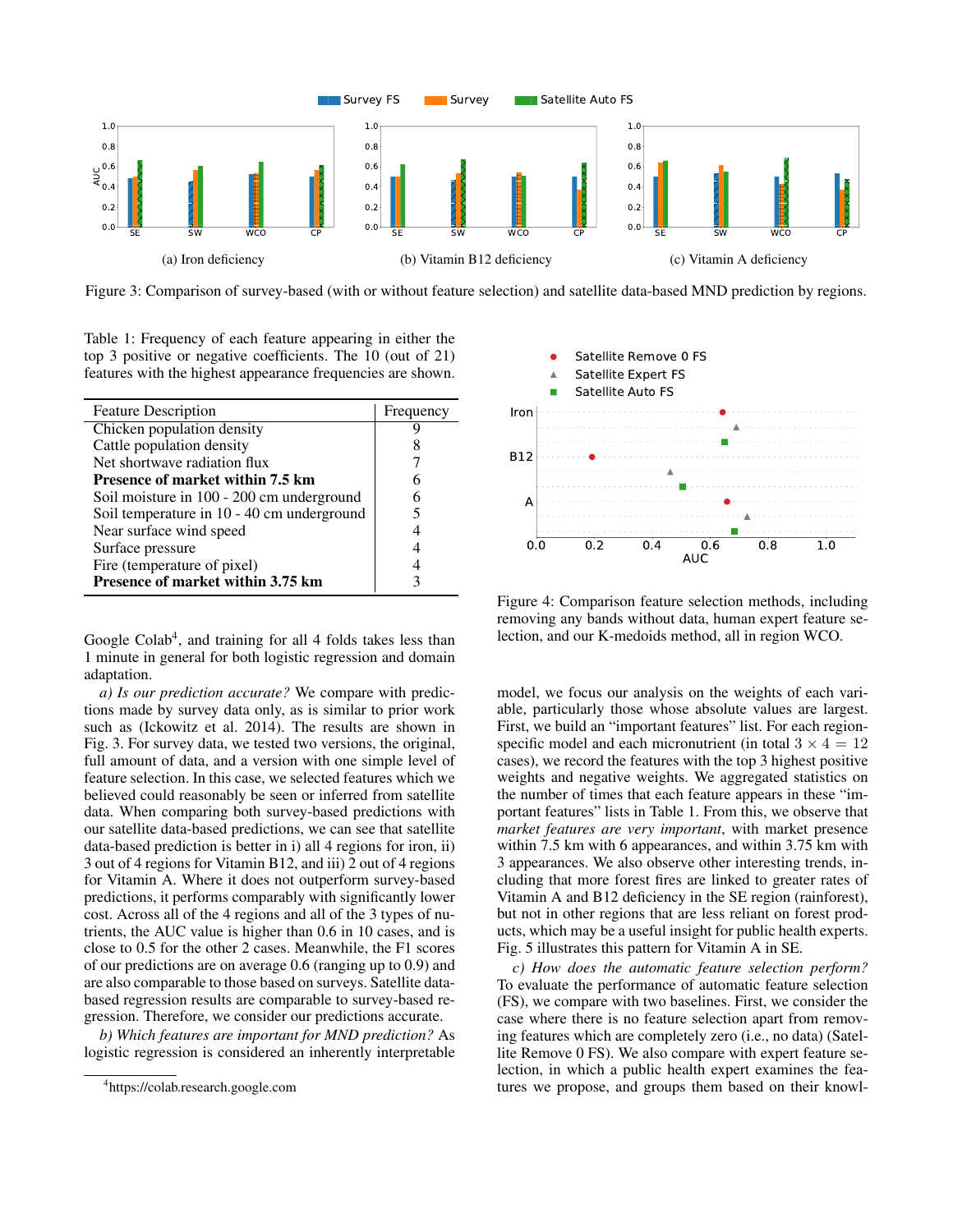Figure 3: Comparison of survey-based (with or without feature selection) and satellite data-based MND prediction by regions.

(a) Iron deficiency

(b) Vitamin B12 deficiency

(c) Vitamin A deficiency

Table 1: Frequency of each feature appearing in either the top 3 positive or negative coefficients. The 10 (out of 21) features with the highest appearance frequencies are shown.

| Feature Description | Frequency |
|---|---|
| Chicken population density | 9 |
| Cattle population density | 8 |
| Net shortwave radiation flux | 7 |
| **Presence of market within 7.5 km** | 6 |
| Soil moisture in 100 - 200 cm underground | 6 |
| Soil temperature in 10 - 40 cm underground | 5 |
| Near surface wind speed | 4 |
| Surface pressure | 4 |
| Fire (temperature of pixel) | 4 |
| **Presence of market within 3.75 km** | 3 |

Google Colab[4], and training for all 4 folds takes less than 1 minute in general for both logistic regression and domain adaptation.

*a) Is our prediction accurate?* We compare with predictions made by survey data only, as is similar to prior work such as (Ickowitz et al. 2014). The results are shown in Fig. 3. For survey data, we tested two versions, the original, full amount of data, and a version with one simple level of feature selection. In this case, we selected features which we believed could reasonably be seen or inferred from satellite data. When comparing both survey-based predictions with our satellite data-based predictions, we can see that satellite data-based prediction is better in i) all 4 regions for iron, ii) 3 out of 4 regions for Vitamin B12, and iii) 2 out of 4 regions for Vitamin A. Where it does not outperform survey-based predictions, it performs comparably with significantly lower cost. Across all of the 4 regions and all of the 3 types of nutrients, the AUC value is higher than 0.6 in 10 cases, and is close to 0.5 for the other 2 cases. Meanwhile, the F1 scores of our predictions are on average 0.6 (ranging up to 0.9) and are also comparable to those based on surveys. Satellite data-based regression results are comparable to survey-based regression. Therefore, we consider our predictions accurate.

*b) Which features are important for MND prediction?* As logistic regression is considered an inherently interpretable model, we focus our analysis on the weights of each variable, particularly those whose absolute values are largest. First, we build an "important features" list. For each region-specific model and each micronutrient (in total $3 \times 4 = 12$ cases), we record the features with the top 3 highest positive weights and negative weights. We aggregated statistics on the number of times that each feature appears in these "important features" lists in Table 1. From this, we observe that *market features are very important*, with market presence within 7.5 km with 6 appearances, and within 3.75 km with 3 appearances. We also observe other interesting trends, including that more forest fires are linked to greater rates of Vitamin A and B12 deficiency in the SE region (rainforest), but not in other regions that are less reliant on forest products, which may be a useful insight for public health experts. Fig. 5 illustrates this pattern for Vitamin A in SE.

Figure 4: Comparison feature selection methods, including removing any bands without data, human expert feature selection, and our K-medoids method, all in region WCO.

*c) How does the automatic feature selection perform?* To evaluate the performance of automatic feature selection (FS), we compare with two baselines. First, we consider the case where there is no feature selection apart from removing features which are completely zero (i.e., no data) (Satellite Remove 0 FS). We also compare with expert feature selection, in which a public health expert examines the features we propose, and groups them based on their knowl-

[4] https://colab.research.google.com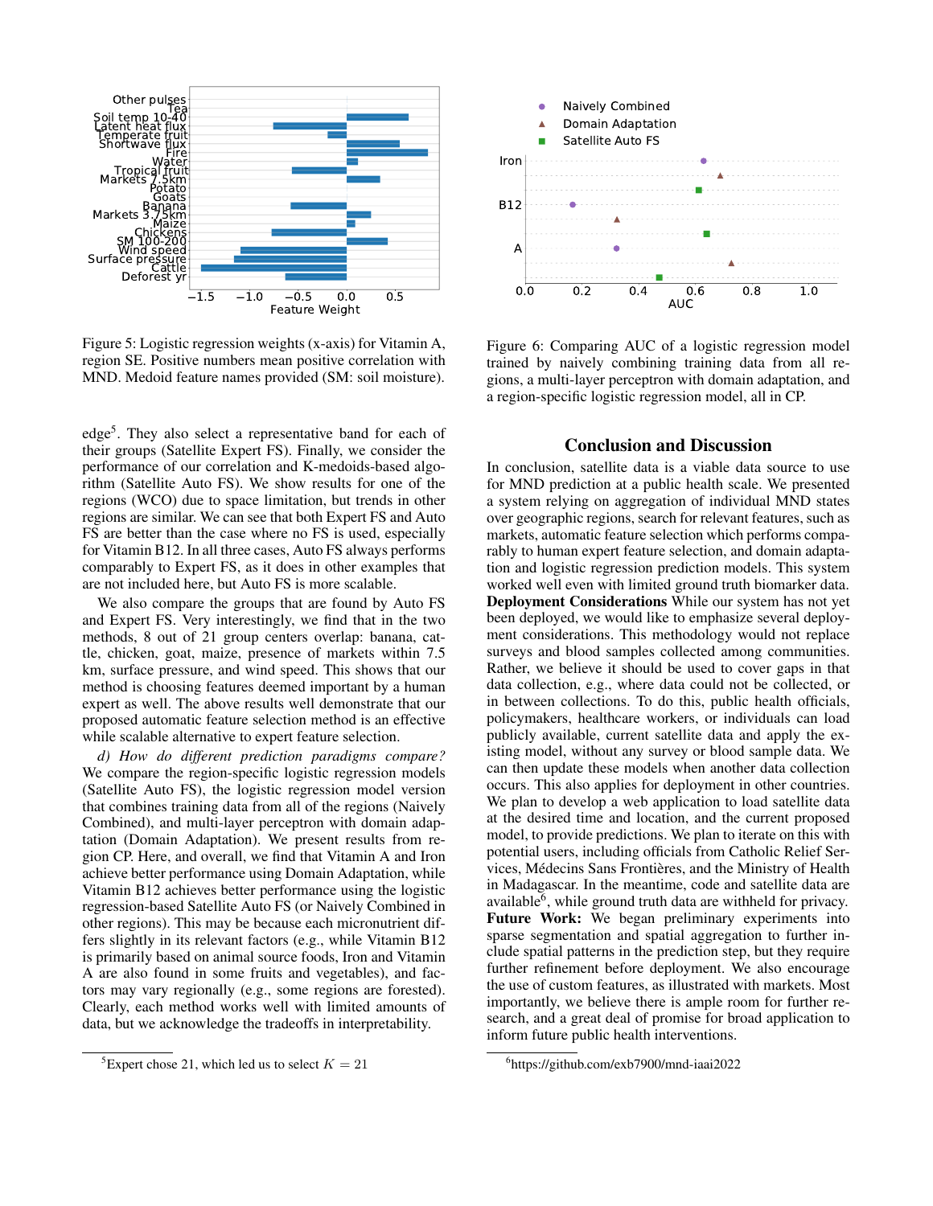Figure 5: Logistic regression weights (x-axis) for Vitamin A, region SE. Positive numbers mean positive correlation with MND. Medoid feature names provided (SM: soil moisture).

Figure 6: Comparing AUC of a logistic regression model trained by naively combining training data from all regions, a multi-layer perceptron with domain adaptation, and a region-specific logistic regression model, all in CP.

edge[5]. They also select a representative band for each of their groups (Satellite Expert FS). Finally, we consider the performance of our correlation and K-medoids-based algorithm (Satellite Auto FS). We show results for one of the regions (WCO) due to space limitation, but trends in other regions are similar. We can see that both Expert FS and Auto FS are better than the case where no FS is used, especially for Vitamin B12. In all three cases, Auto FS always performs comparably to Expert FS, as it does in other examples that are not included here, but Auto FS is more scalable.

We also compare the groups that are found by Auto FS and Expert FS. Very interestingly, we find that in the two methods, 8 out of 21 group centers overlap: banana, cattle, chicken, goat, maize, presence of markets within 7.5 km, surface pressure, and wind speed. This shows that our method is choosing features deemed important by a human expert as well. The above results well demonstrate that our proposed automatic feature selection method is an effective while scalable alternative to expert feature selection.

*d) How do different prediction paradigms compare?* We compare the region-specific logistic regression models (Satellite Auto FS), the logistic regression model version that combines training data from all of the regions (Naively Combined), and multi-layer perceptron with domain adaptation (Domain Adaptation). We present results from region CP. Here, and overall, we find that Vitamin A and Iron achieve better performance using Domain Adaptation, while Vitamin B12 achieves better performance using the logistic regression-based Satellite Auto FS (or Naively Combined in other regions). This may be because each micronutrient differs slightly in its relevant factors (e.g., while Vitamin B12 is primarily based on animal source foods, Iron and Vitamin A are also found in some fruits and vegetables), and factors may vary regionally (e.g., some regions are forested). Clearly, each method works well with limited amounts of data, but we acknowledge the tradeoffs in interpretability.

[5]Expert chose 21, which led us to select $K = 21$

## Conclusion and Discussion

In conclusion, satellite data is a viable data source to use for MND prediction at a public health scale. We presented a system relying on aggregation of individual MND states over geographic regions, search for relevant features, such as markets, automatic feature selection which performs comparably to human expert feature selection, and domain adaptation and logistic regression prediction models. This system worked well even with limited ground truth biomarker data.

**Deployment Considerations** While our system has not yet been deployed, we would like to emphasize several deployment considerations. This methodology would not replace surveys and blood samples collected among communities. Rather, we believe it should be used to cover gaps in that data collection, e.g., where data could not be collected, or in between collections. To do this, public health officials, policymakers, healthcare workers, or individuals can load publicly available, current satellite data and apply the existing model, without any survey or blood sample data. We can then update these models when another data collection occurs. This also applies for deployment in other countries. We plan to develop a web application to load satellite data at the desired time and location, and the current proposed model, to provide predictions. We plan to iterate on this with potential users, including officials from Catholic Relief Services, Médecins Sans Frontières, and the Ministry of Health in Madagascar. In the meantime, code and satellite data are available[6], while ground truth data are withheld for privacy.

**Future Work:** We began preliminary experiments into sparse segmentation and spatial aggregation to further include spatial patterns in the prediction step, but they require further refinement before deployment. We also encourage the use of custom features, as illustrated with markets. Most importantly, we believe there is ample room for further research, and a great deal of promise for broad application to inform future public health interventions.

[6]https://github.com/exb7900/mnd-iaai2022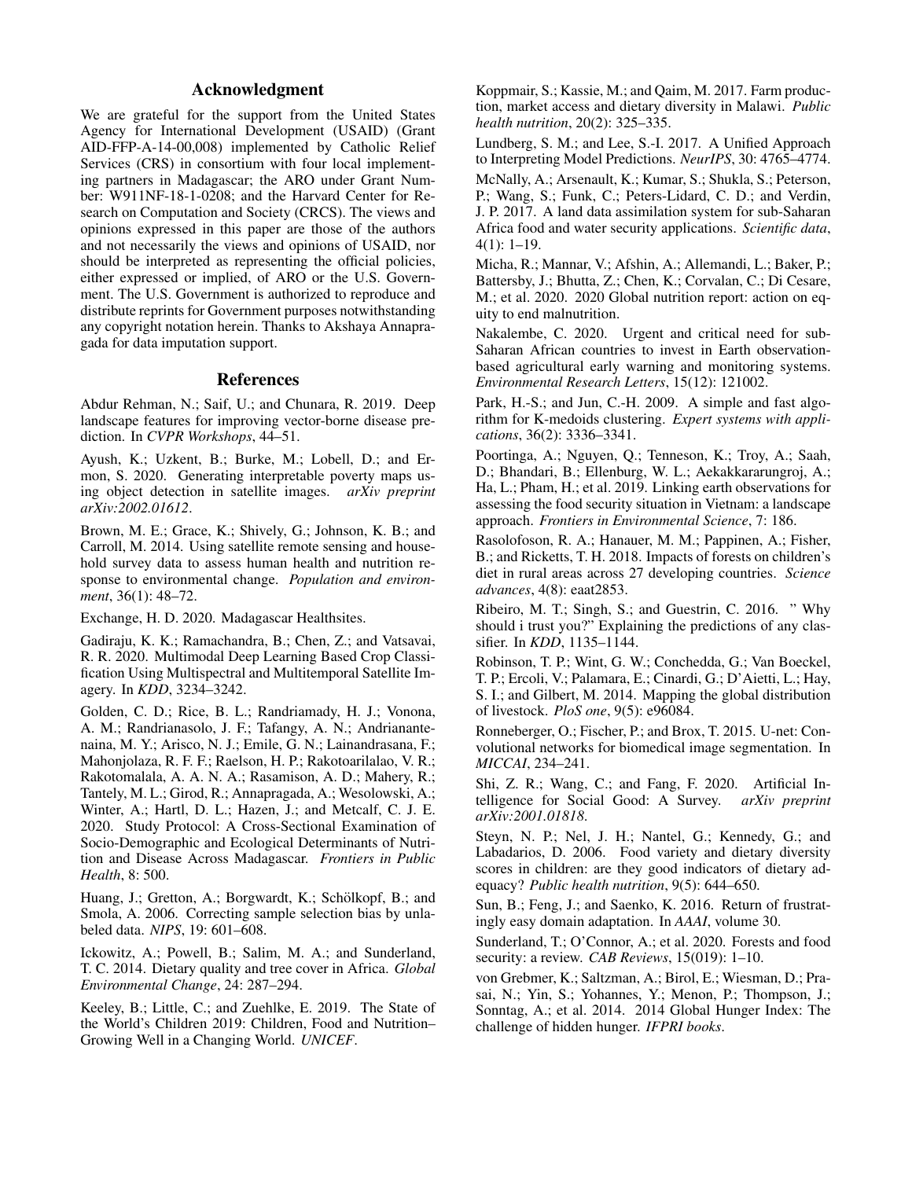## Acknowledgment

We are grateful for the support from the United States Agency for International Development (USAID) (Grant AID-FFP-A-14-00,008) implemented by Catholic Relief Services (CRS) in consortium with four local implementing partners in Madagascar; the ARO under Grant Number: W911NF-18-1-0208; and the Harvard Center for Research on Computation and Society (CRCS). The views and opinions expressed in this paper are those of the authors and not necessarily the views and opinions of USAID, nor should be interpreted as representing the official policies, either expressed or implied, of ARO or the U.S. Government. The U.S. Government is authorized to reproduce and distribute reprints for Government purposes notwithstanding any copyright notation herein. Thanks to Akshaya Annapragada for data imputation support.

## References

Abdur Rehman, N.; Saif, U.; and Chunara, R. 2019. Deep landscape features for improving vector-borne disease prediction. In *CVPR Workshops*, 44–51.

Ayush, K.; Uzkent, B.; Burke, M.; Lobell, D.; and Ermon, S. 2020. Generating interpretable poverty maps using object detection in satellite images. *arXiv preprint arXiv:2002.01612*.

Brown, M. E.; Grace, K.; Shively, G.; Johnson, K. B.; and Carroll, M. 2014. Using satellite remote sensing and household survey data to assess human health and nutrition response to environmental change. *Population and environment*, 36(1): 48–72.

Exchange, H. D. 2020. Madagascar Healthsites.

Gadiraju, K. K.; Ramachandra, B.; Chen, Z.; and Vatsavai, R. R. 2020. Multimodal Deep Learning Based Crop Classification Using Multispectral and Multitemporal Satellite Imagery. In *KDD*, 3234–3242.

Golden, C. D.; Rice, B. L.; Randriamady, H. J.; Vonona, A. M.; Randrianasolo, J. F.; Tafangy, A. N.; Andrianantenaina, M. Y.; Arisco, N. J.; Emile, G. N.; Lainandrasana, F.; Mahonjolaza, R. F. F.; Raelson, H. P.; Rakotoarilalao, V. R.; Rakotomalala, A. A. N. A.; Rasamison, A. D.; Mahery, R.; Tantely, M. L.; Girod, R.; Annapragada, A.; Wesolowski, A.; Winter, A.; Hartl, D. L.; Hazen, J.; and Metcalf, C. J. E. 2020. Study Protocol: A Cross-Sectional Examination of Socio-Demographic and Ecological Determinants of Nutrition and Disease Across Madagascar. *Frontiers in Public Health*, 8: 500.

Huang, J.; Gretton, A.; Borgwardt, K.; Schölkopf, B.; and Smola, A. 2006. Correcting sample selection bias by unlabeled data. *NIPS*, 19: 601–608.

Ickowitz, A.; Powell, B.; Salim, M. A.; and Sunderland, T. C. 2014. Dietary quality and tree cover in Africa. *Global Environmental Change*, 24: 287–294.

Keeley, B.; Little, C.; and Zuehlke, E. 2019. The State of the World's Children 2019: Children, Food and Nutrition–Growing Well in a Changing World. *UNICEF*.

Koppmair, S.; Kassie, M.; and Qaim, M. 2017. Farm production, market access and dietary diversity in Malawi. *Public health nutrition*, 20(2): 325–335.

Lundberg, S. M.; and Lee, S.-I. 2017. A Unified Approach to Interpreting Model Predictions. *NeurIPS*, 30: 4765–4774.

McNally, A.; Arsenault, K.; Kumar, S.; Shukla, S.; Peterson, P.; Wang, S.; Funk, C.; Peters-Lidard, C. D.; and Verdin, J. P. 2017. A land data assimilation system for sub-Saharan Africa food and water security applications. *Scientific data*, 4(1): 1–19.

Micha, R.; Mannar, V.; Afshin, A.; Allemandi, L.; Baker, P.; Battersby, J.; Bhutta, Z.; Chen, K.; Corvalan, C.; Di Cesare, M.; et al. 2020. 2020 Global nutrition report: action on equity to end malnutrition.

Nakalembe, C. 2020. Urgent and critical need for sub-Saharan African countries to invest in Earth observation-based agricultural early warning and monitoring systems. *Environmental Research Letters*, 15(12): 121002.

Park, H.-S.; and Jun, C.-H. 2009. A simple and fast algorithm for K-medoids clustering. *Expert systems with applications*, 36(2): 3336–3341.

Poortinga, A.; Nguyen, Q.; Tenneson, K.; Troy, A.; Saah, D.; Bhandari, B.; Ellenburg, W. L.; Aekakkararungroj, A.; Ha, L.; Pham, H.; et al. 2019. Linking earth observations for assessing the food security situation in Vietnam: a landscape approach. *Frontiers in Environmental Science*, 7: 186.

Rasolofoson, R. A.; Hanauer, M. M.; Pappinen, A.; Fisher, B.; and Ricketts, T. H. 2018. Impacts of forests on children's diet in rural areas across 27 developing countries. *Science advances*, 4(8): eaat2853.

Ribeiro, M. T.; Singh, S.; and Guestrin, C. 2016. " Why should i trust you?" Explaining the predictions of any classifier. In *KDD*, 1135–1144.

Robinson, T. P.; Wint, G. W.; Conchedda, G.; Van Boeckel, T. P.; Ercoli, V.; Palamara, E.; Cinardi, G.; D'Aietti, L.; Hay, S. I.; and Gilbert, M. 2014. Mapping the global distribution of livestock. *PloS one*, 9(5): e96084.

Ronneberger, O.; Fischer, P.; and Brox, T. 2015. U-net: Convolutional networks for biomedical image segmentation. In *MICCAI*, 234–241.

Shi, Z. R.; Wang, C.; and Fang, F. 2020. Artificial Intelligence for Social Good: A Survey. *arXiv preprint arXiv:2001.01818*.

Steyn, N. P.; Nel, J. H.; Nantel, G.; Kennedy, G.; and Labadarios, D. 2006. Food variety and dietary diversity scores in children: are they good indicators of dietary adequacy? *Public health nutrition*, 9(5): 644–650.

Sun, B.; Feng, J.; and Saenko, K. 2016. Return of frustratingly easy domain adaptation. In *AAAI*, volume 30.

Sunderland, T.; O'Connor, A.; et al. 2020. Forests and food security: a review. *CAB Reviews*, 15(019): 1–10.

von Grebmer, K.; Saltzman, A.; Birol, E.; Wiesman, D.; Prasai, N.; Yin, S.; Yohannes, Y.; Menon, P.; Thompson, J.; Sonntag, A.; et al. 2014. 2014 Global Hunger Index: The challenge of hidden hunger. *IFPRI books*.